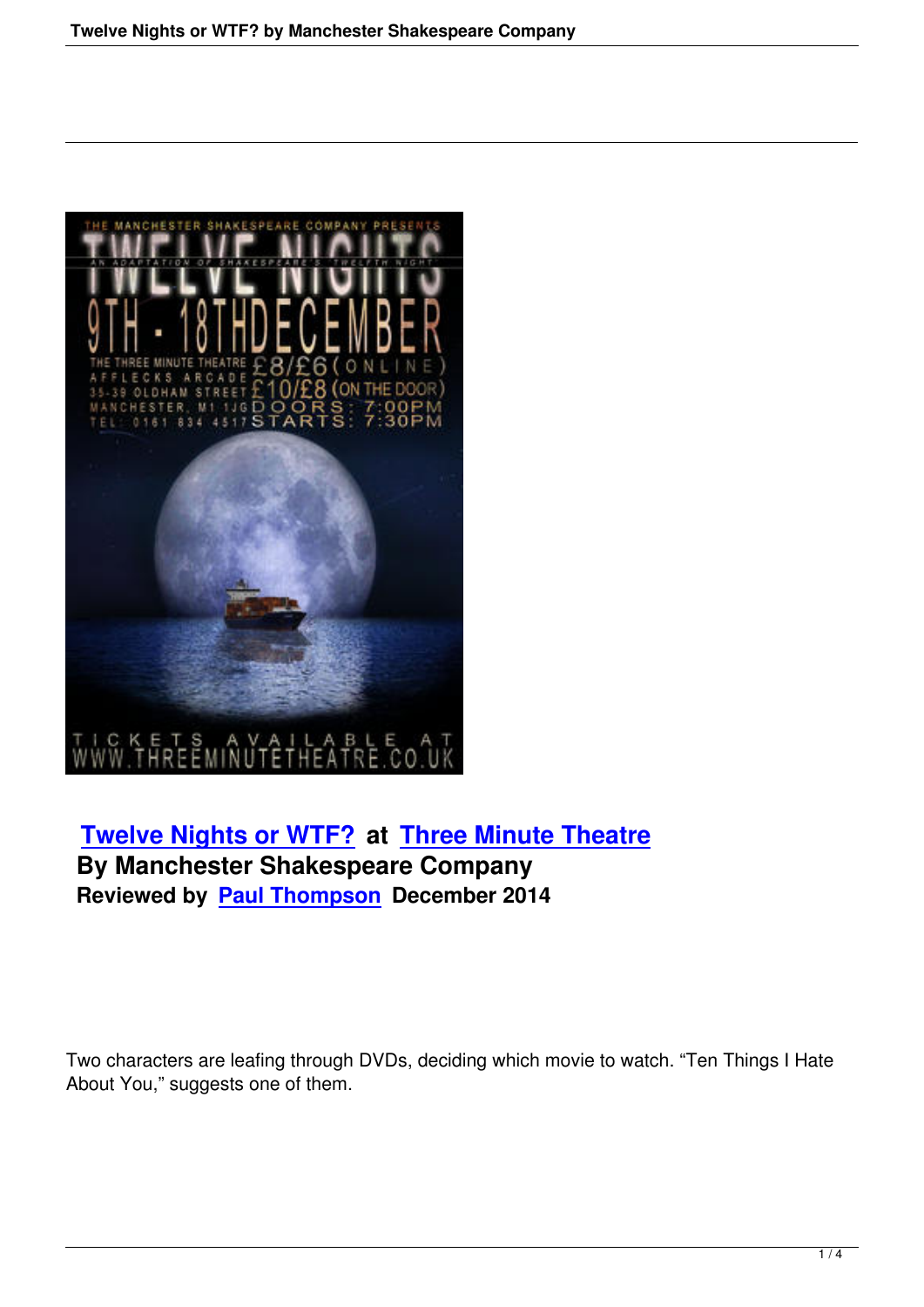## Twelve Nights or WTF? at Three Minute Theatre

**By Manchester Shakespeare Company**

**Reviewed by Paul Thompson December 2014**

Two characters are leafing through DVDs, deciding which movie to watch. “Ten Things I Hate About You,” suggests one of them.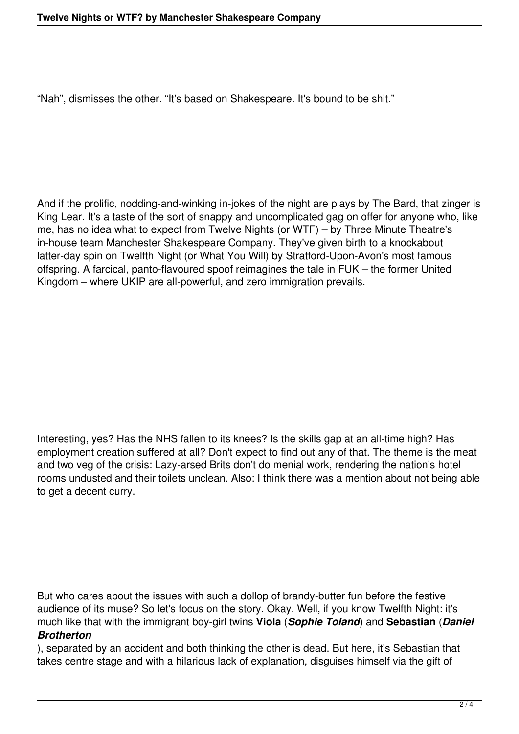"Nah", dismisses the other. "It's based on Shakespeare. It's bound to be shit."

And if the prolific, nodding-and-winking in-jokes of the night are plays by The Bard, that zinger is King Lear. It's a taste of the sort of snappy and uncomplicated gag on offer for anyone who, like me, has no idea what to expect from Twelve Nights (or WTF) – by Three Minute Theatre's in-house team Manchester Shakespeare Company. They've given birth to a knockabout latter-day spin on Twelfth Night (or What You Will) by Stratford-Upon-Avon's most famous offspring. A farcical, panto-flavoured spoof reimagines the tale in FUK – the former United Kingdom – where UKIP are all-powerful, and zero immigration prevails.

Interesting, yes? Has the NHS fallen to its knees? Is the skills gap at an all-time high? Has employment creation suffered at all? Don't expect to find out any of that. The theme is the meat and two veg of the crisis: Lazy-arsed Brits don't do menial work, rendering the nation's hotel rooms undusted and their toilets unclean. Also: I think there was a mention about not being able to get a decent curry.

But who cares about the issues with such a dollop of brandy-butter fun before the festive audience of its muse? So let's focus on the story. Okay. Well, if you know Twelfth Night: it's much like that with the immigrant boy-girl twins **Viola** (***Sophie Toland***) and **Sebastian** (***Daniel Brotherton***), separated by an accident and both thinking the other is dead. But here, it's Sebastian that takes centre stage and with a hilarious lack of explanation, disguises himself via the gift of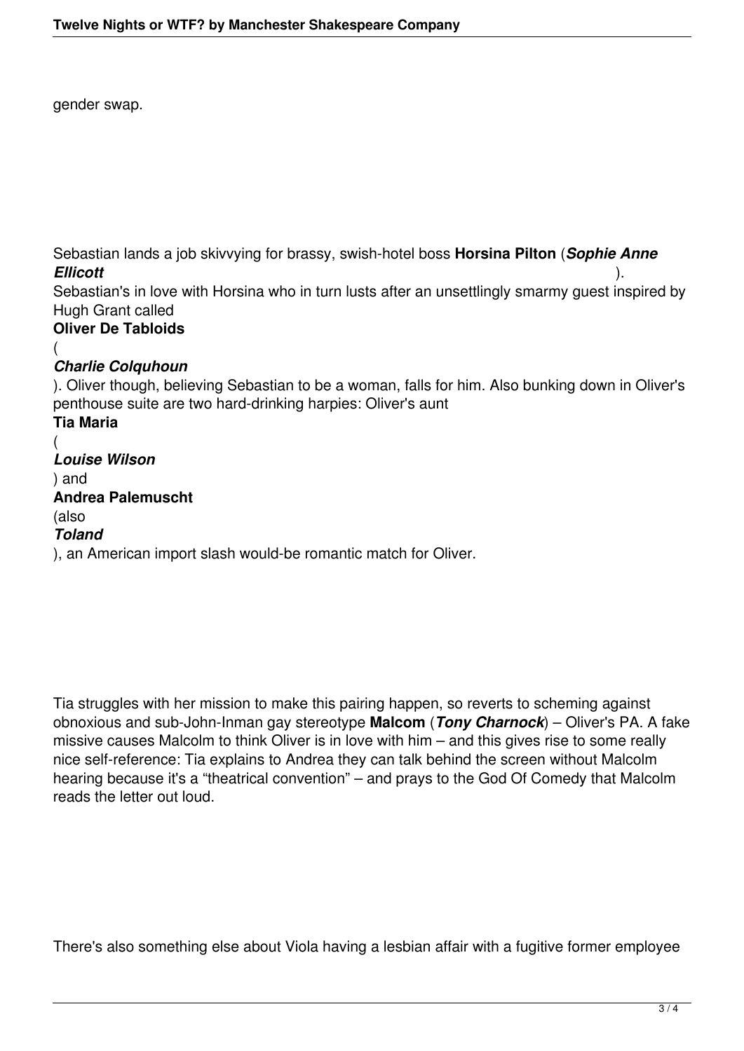gender swap.

Sebastian lands a job skivvying for brassy, swish-hotel boss **Horsina Pilton** (***Sophie Anne Ellicott***). Sebastian's in love with Horsina who in turn lusts after an unsettlingly smarmy guest inspired by Hugh Grant called **Oliver De Tabloids** (***Charlie Colquhoun***). Oliver though, believing Sebastian to be a woman, falls for him. Also bunking down in Oliver's penthouse suite are two hard-drinking harpies: Oliver's aunt **Tia Maria** (***Louise Wilson***) and **Andrea Palemuscht** (also ***Toland***), an American import slash would-be romantic match for Oliver.

Tia struggles with her mission to make this pairing happen, so reverts to scheming against obnoxious and sub-John-Inman gay stereotype **Malcom** (***Tony Charnock***) – Oliver's PA. A fake missive causes Malcolm to think Oliver is in love with him – and this gives rise to some really nice self-reference: Tia explains to Andrea they can talk behind the screen without Malcolm hearing because it's a "theatrical convention" – and prays to the God Of Comedy that Malcolm reads the letter out loud.

There's also something else about Viola having a lesbian affair with a fugitive former employee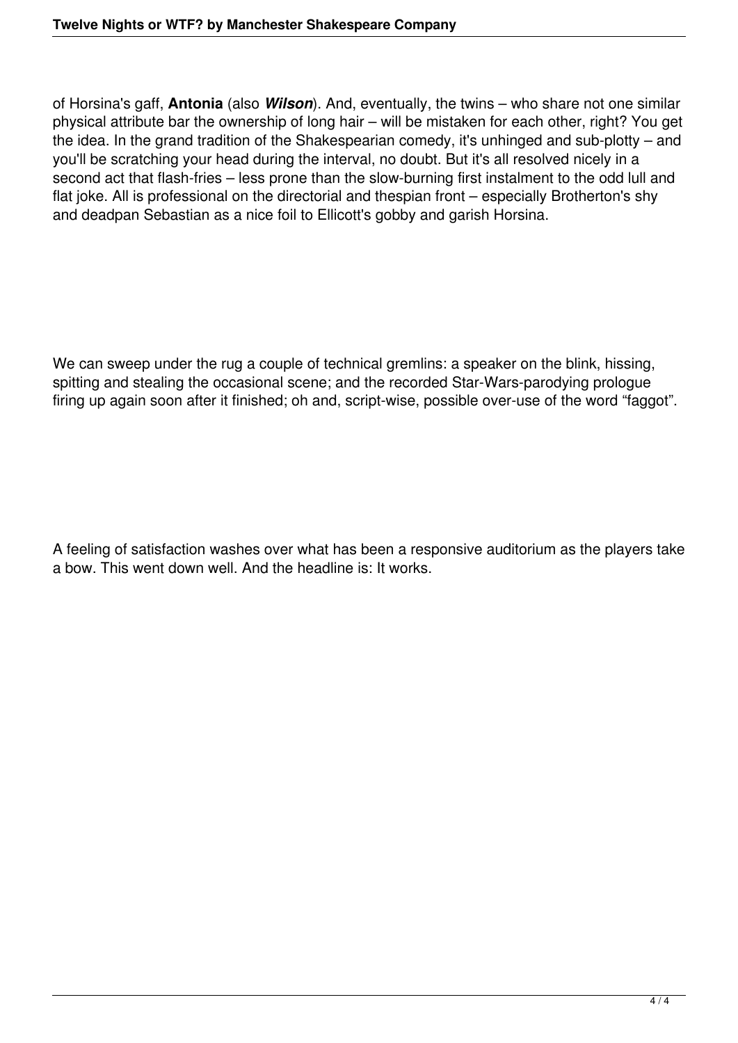of Horsina's gaff, **Antonia** (also ***Wilson***). And, eventually, the twins – who share not one similar physical attribute bar the ownership of long hair – will be mistaken for each other, right? You get the idea. In the grand tradition of the Shakespearian comedy, it's unhinged and sub-plotty – and you'll be scratching your head during the interval, no doubt. But it's all resolved nicely in a second act that flash-fries – less prone than the slow-burning first instalment to the odd lull and flat joke. All is professional on the directorial and thespian front – especially Brotherton's shy and deadpan Sebastian as a nice foil to Ellicott's gobby and garish Horsina.

We can sweep under the rug a couple of technical gremlins: a speaker on the blink, hissing, spitting and stealing the occasional scene; and the recorded Star-Wars-parodying prologue firing up again soon after it finished; oh and, script-wise, possible over-use of the word "faggot".

A feeling of satisfaction washes over what has been a responsive auditorium as the players take a bow. This went down well. And the headline is: It works.